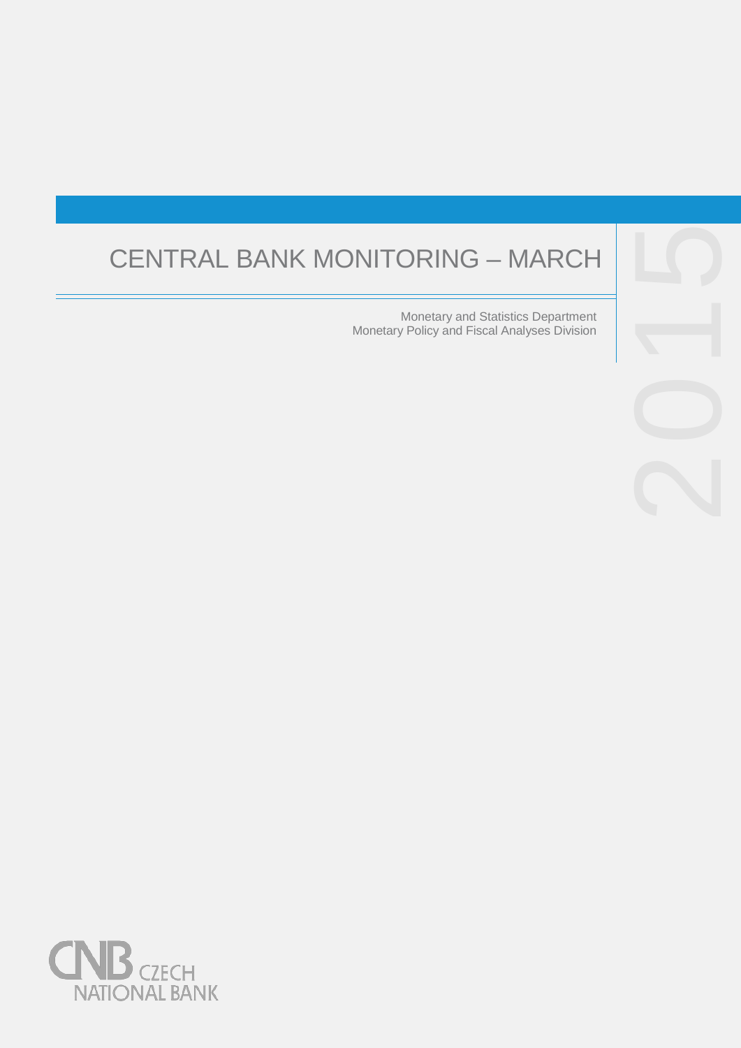# CENTRAL BANK MONITORING – MARCH

2015

Monetary and Statistics Department
Monetary Policy and Fiscal Analyses Division

CNB CZECH NATIONAL BANK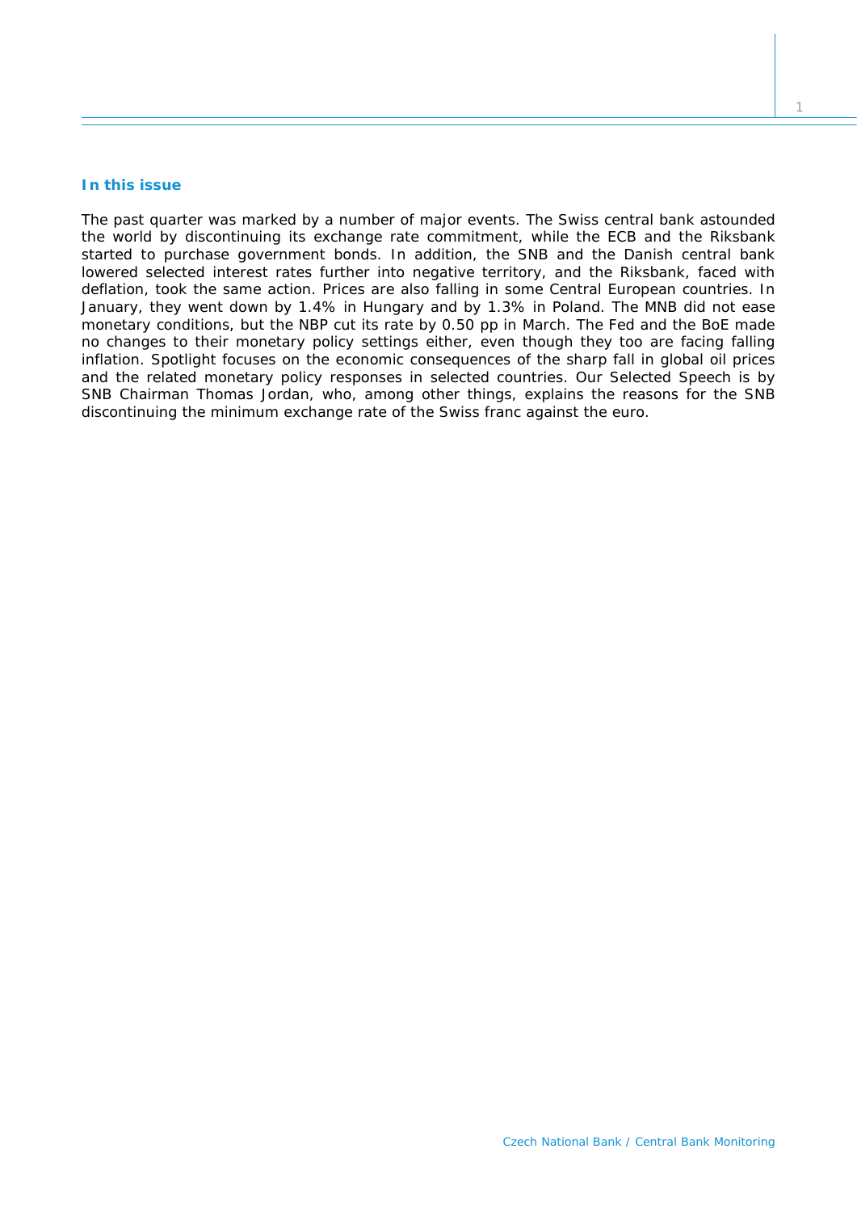## In this issue

The past quarter was marked by a number of major events. The Swiss central bank astounded the world by discontinuing its exchange rate commitment, while the ECB and the Riksbank started to purchase government bonds. In addition, the SNB and the Danish central bank lowered selected interest rates further into negative territory, and the Riksbank, faced with deflation, took the same action. Prices are also falling in some Central European countries. In January, they went down by 1.4% in Hungary and by 1.3% in Poland. The MNB did not ease monetary conditions, but the NBP cut its rate by 0.50 pp in March. The Fed and the BoE made no changes to their monetary policy settings either, even though they too are facing falling inflation. Spotlight focuses on the economic consequences of the sharp fall in global oil prices and the related monetary policy responses in selected countries. Our Selected Speech is by SNB Chairman Thomas Jordan, who, among other things, explains the reasons for the SNB discontinuing the minimum exchange rate of the Swiss franc against the euro.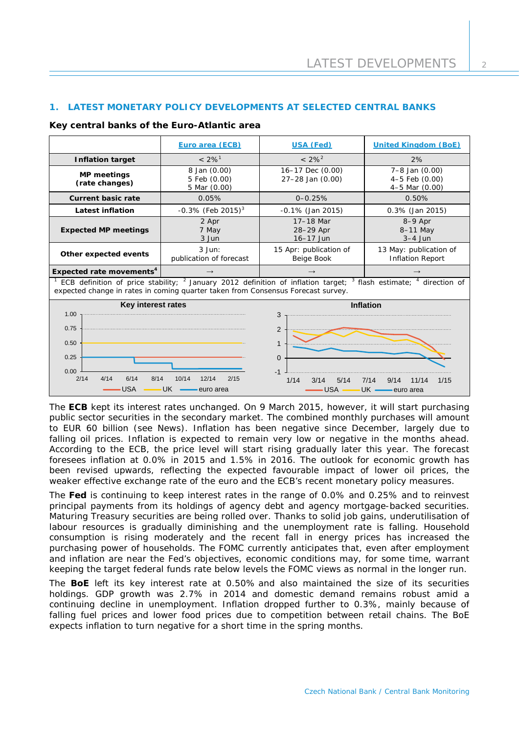## 1. LATEST MONETARY POLICY DEVELOPMENTS AT SELECTED CENTRAL BANKS

**Key central banks of the Euro-Atlantic area**

| | Euro area (ECB) | USA (Fed) | United Kingdom (BoE) |
|---|---|---|---|
| **Inflation target** | < 2%[1] | < 2%[2] | 2% |
| **MP meetings (rate changes)** | 8 Jan (0.00)<br>5 Feb (0.00)<br>5 Mar (0.00) | 16–17 Dec (0.00)<br>27–28 Jan (0.00) | 7–8 Jan (0.00)<br>4–5 Feb (0.00)<br>4–5 Mar (0.00) |
| **Current basic rate** | 0.05% | 0–0.25% | 0.50% |
| **Latest inflation** | -0.3% (Feb 2015)[3] | -0.1% (Jan 2015) | 0.3% (Jan 2015) |
| **Expected MP meetings** | 2 Apr<br>7 May<br>3 Jun | 17–18 Mar<br>28–29 Apr<br>16–17 Jun | 8–9 Apr<br>8–11 May<br>3–4 Jun |
| **Other expected events** | 3 Jun: publication of forecast | 15 Apr: publication of Beige Book | 13 May: publication of Inflation Report |
| **Expected rate movements[4]** | → | → | → |

[1] ECB definition of price stability; [2] January 2012 definition of inflation target; [3] flash estimate; [4] direction of expected change in rates in coming quarter taken from Consensus Forecast survey.

The **ECB** kept its interest rates unchanged. On 9 March 2015, however, it will start purchasing public sector securities in the secondary market. The combined monthly purchases will amount to EUR 60 billion (see News). Inflation has been negative since December, largely due to falling oil prices. Inflation is expected to remain very low or negative in the months ahead. According to the ECB, the price level will start rising gradually later this year. The forecast foresees inflation at 0.0% in 2015 and 1.5% in 2016. The outlook for economic growth has been revised upwards, reflecting the expected favourable impact of lower oil prices, the weaker effective exchange rate of the euro and the ECB's recent monetary policy measures.

The **Fed** is continuing to keep interest rates in the range of 0.0% and 0.25% and to reinvest principal payments from its holdings of agency debt and agency mortgage-backed securities. Maturing Treasury securities are being rolled over. Thanks to solid job gains, underutilisation of labour resources is gradually diminishing and the unemployment rate is falling. Household consumption is rising moderately and the recent fall in energy prices has increased the purchasing power of households. The FOMC currently anticipates that, even after employment and inflation are near the Fed's objectives, economic conditions may, for some time, warrant keeping the target federal funds rate below levels the FOMC views as normal in the longer run.

The **BoE** left its key interest rate at 0.50% and also maintained the size of its securities holdings. GDP growth was 2.7% in 2014 and domestic demand remains robust amid a continuing decline in unemployment. Inflation dropped further to 0.3%, mainly because of falling fuel prices and lower food prices due to competition between retail chains. The BoE expects inflation to turn negative for a short time in the spring months.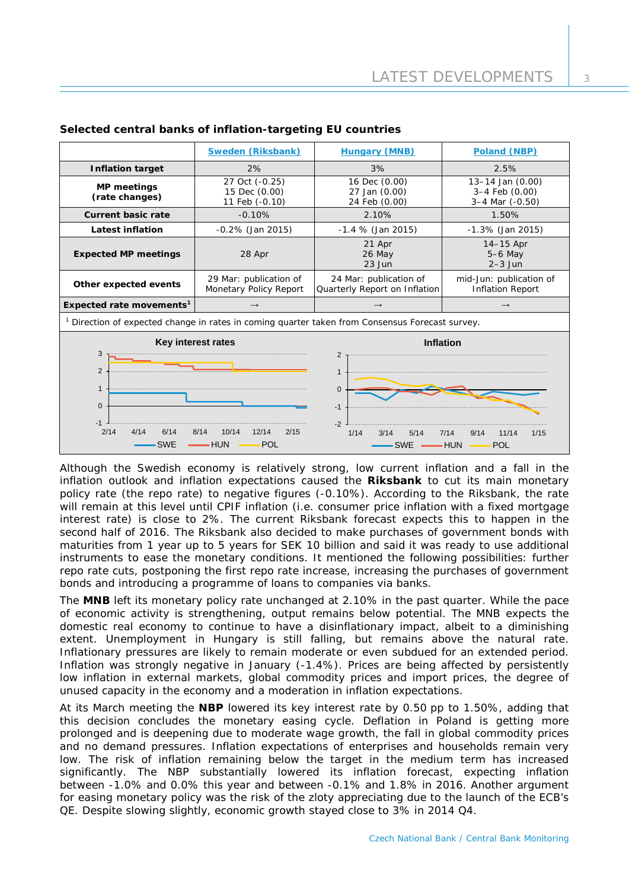**Selected central banks of inflation-targeting EU countries**

| | Sweden (Riksbank) | Hungary (MNB) | Poland (NBP) |
|---|---|---|---|
| **Inflation target** | 2% | 3% | 2.5% |
| **MP meetings (rate changes)** | 27 Oct (-0.25)<br>15 Dec (0.00)<br>11 Feb (-0.10) | 16 Dec (0.00)<br>27 Jan (0.00)<br>24 Feb (0.00) | 13–14 Jan (0.00)<br>3–4 Feb (0.00)<br>3–4 Mar (-0.50) |
| **Current basic rate** | -0.10% | 2.10% | 1.50% |
| **Latest inflation** | -0.2% (Jan 2015) | -1.4 % (Jan 2015) | -1.3% (Jan 2015) |
| **Expected MP meetings** | 28 Apr | 21 Apr<br>26 May<br>23 Jun | 14–15 Apr<br>5–6 May<br>2–3 Jun |
| **Other expected events** | 29 Mar: publication of Monetary Policy Report | 24 Mar: publication of Quarterly Report on Inflation | mid-Jun: publication of Inflation Report |
| **Expected rate movements**[1] | → | → | → |

[1] Direction of expected change in rates in coming quarter taken from Consensus Forecast survey.

Although the Swedish economy is relatively strong, low current inflation and a fall in the inflation outlook and inflation expectations caused the **Riksbank** to cut its main monetary policy rate (the repo rate) to negative figures (-0.10%). According to the Riksbank, the rate will remain at this level until CPIF inflation (i.e. consumer price inflation with a fixed mortgage interest rate) is close to 2%. The current Riksbank forecast expects this to happen in the second half of 2016. The Riksbank also decided to make purchases of government bonds with maturities from 1 year up to 5 years for SEK 10 billion and said it was ready to use additional instruments to ease the monetary conditions. It mentioned the following possibilities: further repo rate cuts, postponing the first repo rate increase, increasing the purchases of government bonds and introducing a programme of loans to companies via banks.

The **MNB** left its monetary policy rate unchanged at 2.10% in the past quarter. While the pace of economic activity is strengthening, output remains below potential. The MNB expects the domestic real economy to continue to have a disinflationary impact, albeit to a diminishing extent. Unemployment in Hungary is still falling, but remains above the natural rate. Inflationary pressures are likely to remain moderate or even subdued for an extended period. Inflation was strongly negative in January (-1.4%). Prices are being affected by persistently low inflation in external markets, global commodity prices and import prices, the degree of unused capacity in the economy and a moderation in inflation expectations.

At its March meeting the **NBP** lowered its key interest rate by 0.50 pp to 1.50%, adding that this decision concludes the monetary easing cycle. Deflation in Poland is getting more prolonged and is deepening due to moderate wage growth, the fall in global commodity prices and no demand pressures. Inflation expectations of enterprises and households remain very low. The risk of inflation remaining below the target in the medium term has increased significantly. The NBP substantially lowered its inflation forecast, expecting inflation between -1.0% and 0.0% this year and between -0.1% and 1.8% in 2016. Another argument for easing monetary policy was the risk of the zloty appreciating due to the launch of the ECB's QE. Despite slowing slightly, economic growth stayed close to 3% in 2014 Q4.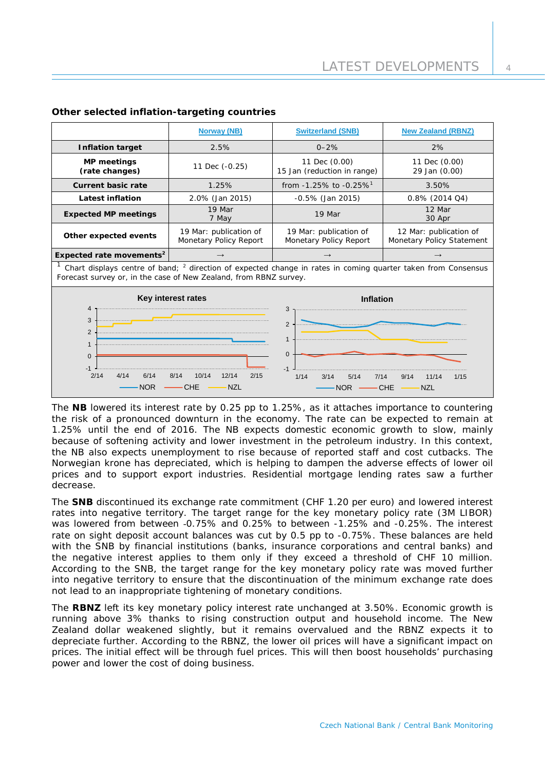**Other selected inflation-targeting countries**

| | Norway (NB) | Switzerland (SNB) | New Zealand (RBNZ) |
|---|---|---|---|
| **Inflation target** | 2.5% | 0–2% | 2% |
| **MP meetings (rate changes)** | 11 Dec (-0.25) | 11 Dec (0.00)<br>15 Jan (reduction in range) | 11 Dec (0.00)<br>29 Jan (0.00) |
| **Current basic rate** | 1.25% | from -1.25% to -0.25%[1] | 3.50% |
| **Latest inflation** | 2.0% (Jan 2015) | -0.5% (Jan 2015) | 0.8% (2014 Q4) |
| **Expected MP meetings** | 19 Mar<br>7 May | 19 Mar | 12 Mar<br>30 Apr |
| **Other expected events** | 19 Mar: publication of Monetary Policy Report | 19 Mar: publication of Monetary Policy Report | 12 Mar: publication of Monetary Policy Statement |
| **Expected rate movements**[2] | → | → | → |

[1] Chart displays centre of band; [2] direction of expected change in rates in coming quarter taken from Consensus Forecast survey or, in the case of New Zealand, from RBNZ survey.

The **NB** lowered its interest rate by 0.25 pp to 1.25%, as it attaches importance to countering the risk of a pronounced downturn in the economy. The rate can be expected to remain at 1.25% until the end of 2016. The NB expects domestic economic growth to slow, mainly because of softening activity and lower investment in the petroleum industry. In this context, the NB also expects unemployment to rise because of reported staff and cost cutbacks. The Norwegian krone has depreciated, which is helping to dampen the adverse effects of lower oil prices and to support export industries. Residential mortgage lending rates saw a further decrease.

The **SNB** discontinued its exchange rate commitment (CHF 1.20 per euro) and lowered interest rates into negative territory. The target range for the key monetary policy rate (3M LIBOR) was lowered from between -0.75% and 0.25% to between -1.25% and -0.25%. The interest rate on sight deposit account balances was cut by 0.5 pp to -0.75%. These balances are held with the SNB by financial institutions (banks, insurance corporations and central banks) and the negative interest applies to them only if they exceed a threshold of CHF 10 million. According to the SNB, the target range for the key monetary policy rate was moved further into negative territory to ensure that the discontinuation of the minimum exchange rate does not lead to an inappropriate tightening of monetary conditions.

The **RBNZ** left its key monetary policy interest rate unchanged at 3.50%. Economic growth is running above 3% thanks to rising construction output and household income. The New Zealand dollar weakened slightly, but it remains overvalued and the RBNZ expects it to depreciate further. According to the RBNZ, the lower oil prices will have a significant impact on prices. The initial effect will be through fuel prices. This will then boost households' purchasing power and lower the cost of doing business.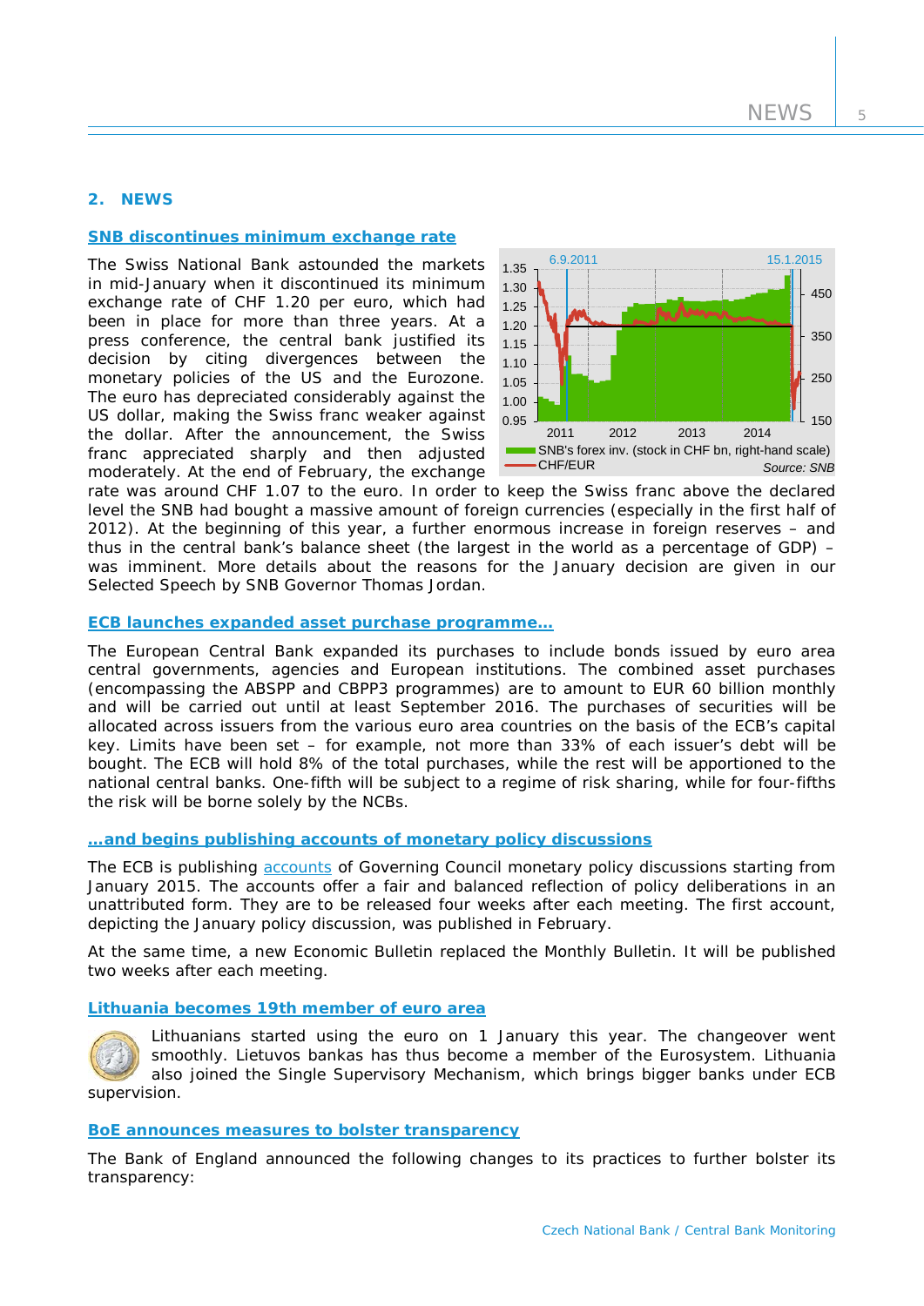## 2. NEWS

### SNB discontinues minimum exchange rate

The Swiss National Bank astounded the markets in mid-January when it discontinued its minimum exchange rate of CHF 1.20 per euro, which had been in place for more than three years. At a press conference, the central bank justified its decision by citing divergences between the monetary policies of the US and the Eurozone. The euro has depreciated considerably against the US dollar, making the Swiss franc weaker against the dollar. After the announcement, the Swiss franc appreciated sharply and then adjusted moderately. At the end of February, the exchange rate was around CHF 1.07 to the euro. In order to keep the Swiss franc above the declared level the SNB had bought a massive amount of foreign currencies (especially in the first half of 2012). At the beginning of this year, a further enormous increase in foreign reserves – and thus in the central bank's balance sheet (the largest in the world as a percentage of GDP) – was imminent. More details about the reasons for the January decision are given in our Selected Speech by SNB Governor Thomas Jordan.

SNB's forex inv. (stock in CHF bn, right-hand scale); CHF/EUR. Source: SNB

### ECB launches expanded asset purchase programme…

The European Central Bank expanded its purchases to include bonds issued by euro area central governments, agencies and European institutions. The combined asset purchases (encompassing the ABSPP and CBPP3 programmes) are to amount to EUR 60 billion monthly and will be carried out until at least September 2016. The purchases of securities will be allocated across issuers from the various euro area countries on the basis of the ECB's capital key. Limits have been set – for example, not more than 33% of each issuer's debt will be bought. The ECB will hold 8% of the total purchases, while the rest will be apportioned to the national central banks. One-fifth will be subject to a regime of risk sharing, while for four-fifths the risk will be borne solely by the NCBs.

### …and begins publishing accounts of monetary policy discussions

The ECB is publishing accounts of Governing Council monetary policy discussions starting from January 2015. The accounts offer a fair and balanced reflection of policy deliberations in an unattributed form. They are to be released four weeks after each meeting. The first account, depicting the January policy discussion, was published in February.

At the same time, a new Economic Bulletin replaced the Monthly Bulletin. It will be published two weeks after each meeting.

### Lithuania becomes 19th member of euro area

Lithuanians started using the euro on 1 January this year. The changeover went smoothly. Lietuvos bankas has thus become a member of the Eurosystem. Lithuania also joined the Single Supervisory Mechanism, which brings bigger banks under ECB supervision.

### BoE announces measures to bolster transparency

The Bank of England announced the following changes to its practices to further bolster its transparency: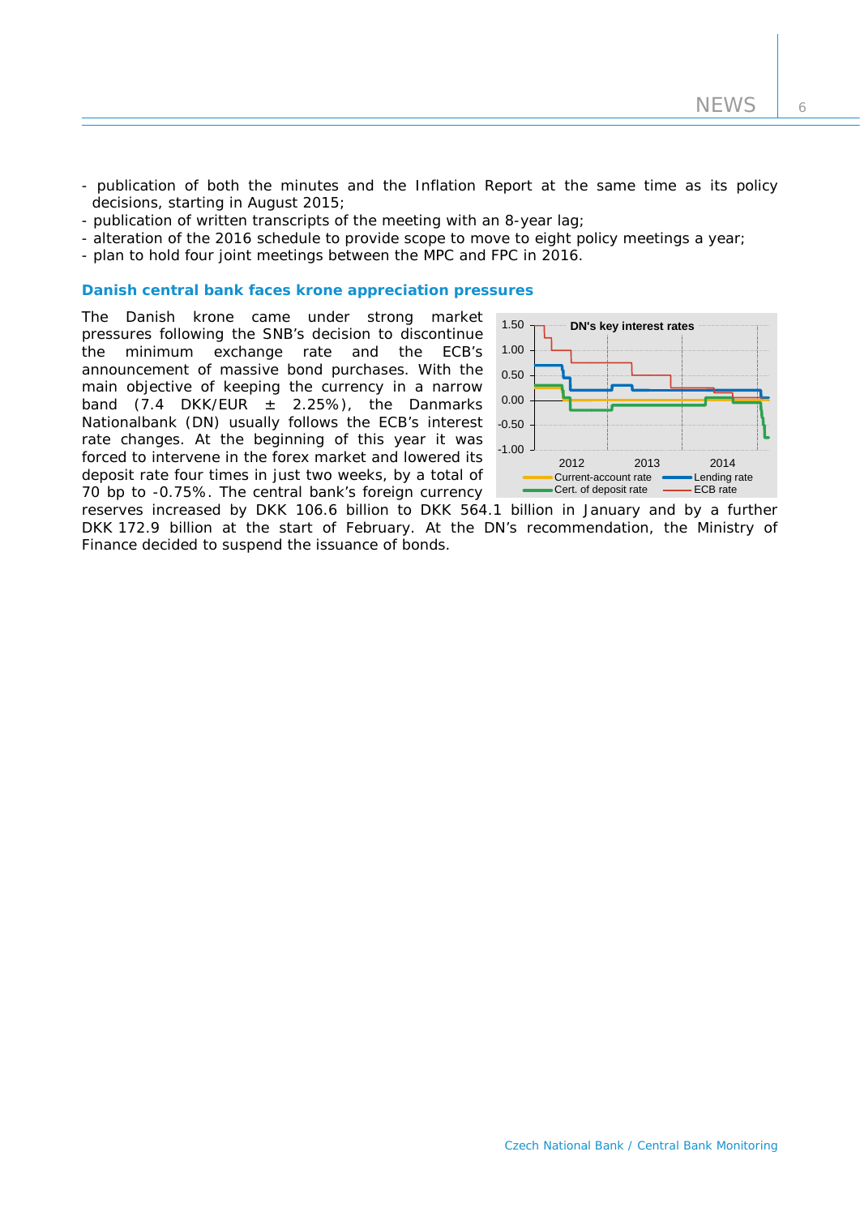- publication of both the minutes and the Inflation Report at the same time as its policy decisions, starting in August 2015;
- publication of written transcripts of the meeting with an 8-year lag;
- alteration of the 2016 schedule to provide scope to move to eight policy meetings a year;
- plan to hold four joint meetings between the MPC and FPC in 2016.

### Danish central bank faces krone appreciation pressures

The Danish krone came under strong market pressures following the SNB's decision to discontinue the minimum exchange rate and the ECB's announcement of massive bond purchases. With the main objective of keeping the currency in a narrow band (7.4 DKK/EUR ± 2.25%), the Danmarks Nationalbank (DN) usually follows the ECB's interest rate changes. At the beginning of this year it was forced to intervene in the forex market and lowered its deposit rate four times in just two weeks, by a total of 70 bp to -0.75%. The central bank's foreign currency reserves increased by DKK 106.6 billion to DKK 564.1 billion in January and by a further DKK 172.9 billion at the start of February. At the DN's recommendation, the Ministry of Finance decided to suspend the issuance of bonds.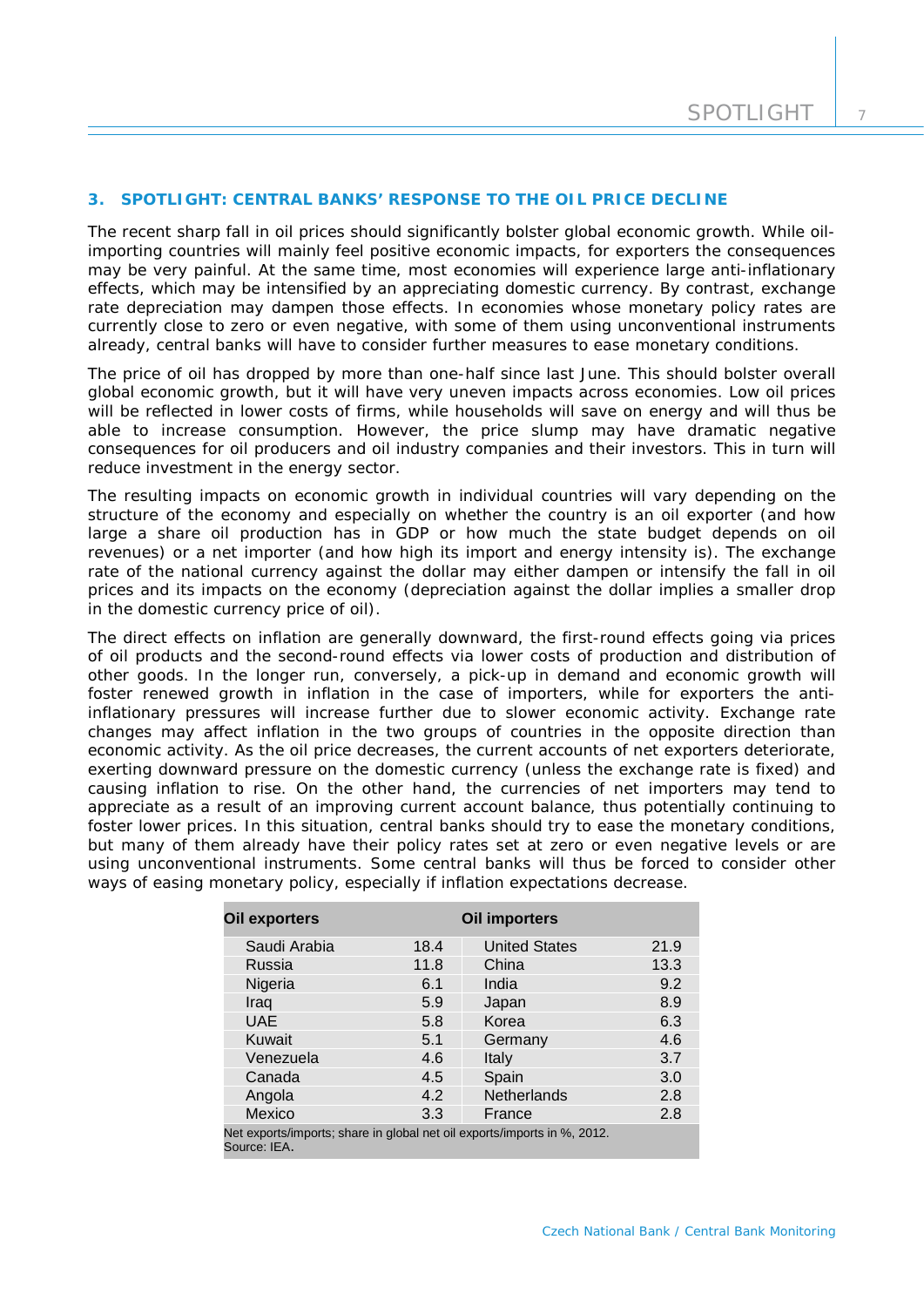### 3. SPOTLIGHT: CENTRAL BANKS' RESPONSE TO THE OIL PRICE DECLINE

**The recent sharp fall in oil prices should significantly bolster global economic growth. While oil-importing countries will mainly feel positive economic impacts, for exporters the consequences may be very painful. At the same time, most economies will experience large anti-inflationary effects, which may be intensified by an appreciating domestic currency. By contrast, exchange rate depreciation may dampen those effects. In economies whose monetary policy rates are currently close to zero or even negative, with some of them using unconventional instruments already, central banks will have to consider further measures to ease monetary conditions.**

The price of oil has dropped by more than one-half since last June. This should bolster overall global economic growth, but it will have very uneven impacts across economies. Low oil prices will be reflected in lower costs of firms, while households will save on energy and will thus be able to increase consumption. However, the price slump may have dramatic negative consequences for oil producers and oil industry companies and their investors. This in turn will reduce investment in the energy sector.

The resulting impacts on economic growth in individual countries will vary depending on the structure of the economy and especially on whether the country is an oil exporter (and how large a share oil production has in GDP or how much the state budget depends on oil revenues) or a net importer (and how high its import and energy intensity is). The exchange rate of the national currency against the dollar may either dampen or intensify the fall in oil prices and its impacts on the economy (depreciation against the dollar implies a smaller drop in the domestic currency price of oil).

The direct effects on inflation are generally downward, the first-round effects going via prices of oil products and the second-round effects via lower costs of production and distribution of other goods. In the longer run, conversely, a pick-up in demand and economic growth will foster renewed growth in inflation in the case of importers, while for exporters the anti-inflationary pressures will increase further due to slower economic activity. Exchange rate changes may affect inflation in the two groups of countries in the opposite direction than economic activity. As the oil price decreases, the current accounts of net exporters deteriorate, exerting downward pressure on the domestic currency (unless the exchange rate is fixed) and causing inflation to rise. On the other hand, the currencies of net importers may tend to appreciate as a result of an improving current account balance, thus potentially continuing to foster lower prices. In this situation, central banks should try to ease the monetary conditions, but many of them already have their policy rates set at zero or even negative levels or are using unconventional instruments. Some central banks will thus be forced to consider other ways of easing monetary policy, especially if inflation expectations decrease.

| Oil exporters | | Oil importers | |
|---|---|---|---|
| Saudi Arabia | 18.4 | United States | 21.9 |
| Russia | 11.8 | China | 13.3 |
| Nigeria | 6.1 | India | 9.2 |
| Iraq | 5.9 | Japan | 8.9 |
| UAE | 5.8 | Korea | 6.3 |
| Kuwait | 5.1 | Germany | 4.6 |
| Venezuela | 4.6 | Italy | 3.7 |
| Canada | 4.5 | Spain | 3.0 |
| Angola | 4.2 | Netherlands | 2.8 |
| Mexico | 3.3 | France | 2.8 |

Net exports/imports; share in global net oil exports/imports in %, 2012.
Source: IEA.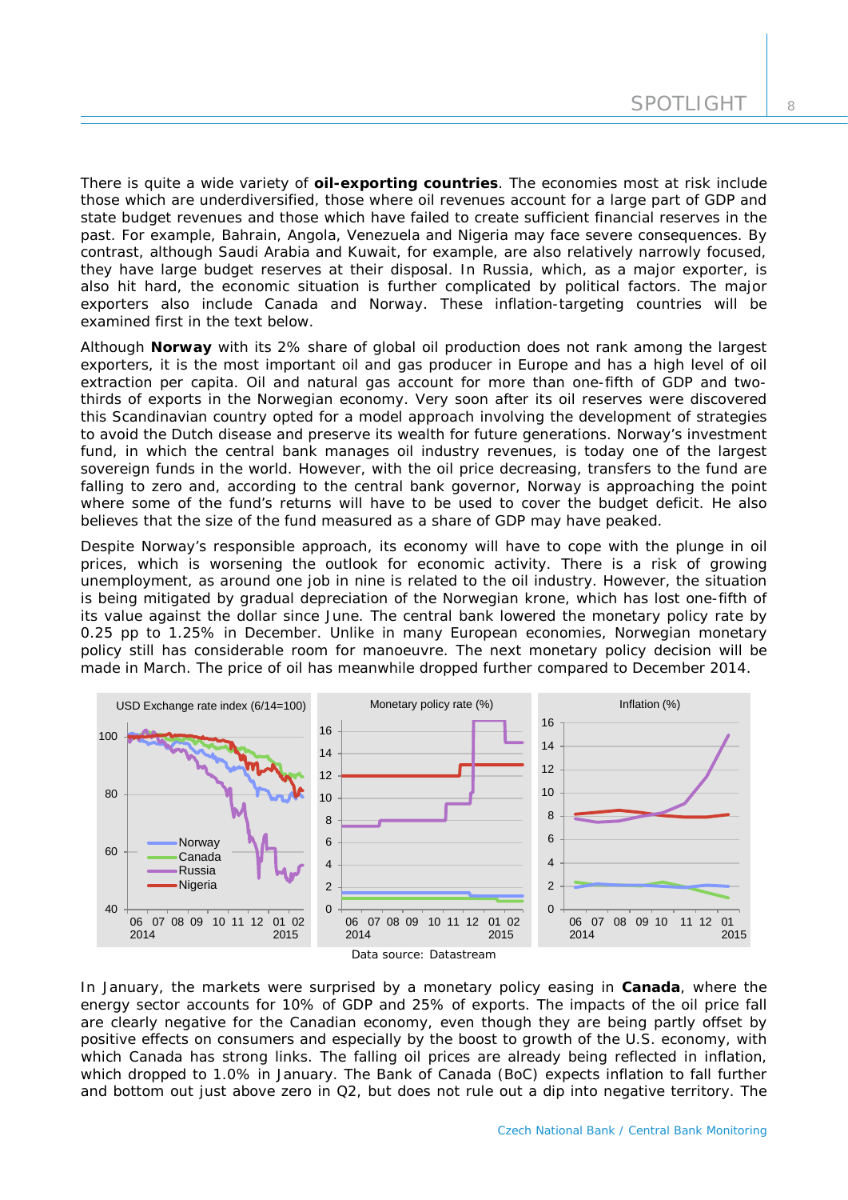There is quite a wide variety of **oil-exporting countries**. The economies most at risk include those which are underdiversified, those where oil revenues account for a large part of GDP and state budget revenues and those which have failed to create sufficient financial reserves in the past. For example, Bahrain, Angola, Venezuela and Nigeria may face severe consequences. By contrast, although Saudi Arabia and Kuwait, for example, are also relatively narrowly focused, they have large budget reserves at their disposal. In Russia, which, as a major exporter, is also hit hard, the economic situation is further complicated by political factors. The major exporters also include Canada and Norway. These inflation-targeting countries will be examined first in the text below.

Although **Norway** with its 2% share of global oil production does not rank among the largest exporters, it is the most important oil and gas producer in Europe and has a high level of oil extraction per capita. Oil and natural gas account for more than one-fifth of GDP and two-thirds of exports in the Norwegian economy. Very soon after its oil reserves were discovered this Scandinavian country opted for a model approach involving the development of strategies to avoid the Dutch disease and preserve its wealth for future generations. Norway's investment fund, in which the central bank manages oil industry revenues, is today one of the largest sovereign funds in the world. However, with the oil price decreasing, transfers to the fund are falling to zero and, according to the central bank governor, Norway is approaching the point where some of the fund's returns will have to be used to cover the budget deficit. He also believes that the size of the fund measured as a share of GDP may have peaked.

Despite Norway's responsible approach, its economy will have to cope with the plunge in oil prices, which is worsening the outlook for economic activity. There is a risk of growing unemployment, as around one job in nine is related to the oil industry. However, the situation is being mitigated by gradual depreciation of the Norwegian krone, which has lost one-fifth of its value against the dollar since June. The central bank lowered the monetary policy rate by 0.25 pp to 1.25% in December. Unlike in many European economies, Norwegian monetary policy still has considerable room for manoeuvre. The next monetary policy decision will be made in March. The price of oil has meanwhile dropped further compared to December 2014.

Data source: Datastream

In January, the markets were surprised by a monetary policy easing in **Canada**, where the energy sector accounts for 10% of GDP and 25% of exports. The impacts of the oil price fall are clearly negative for the Canadian economy, even though they are being partly offset by positive effects on consumers and especially by the boost to growth of the U.S. economy, with which Canada has strong links. The falling oil prices are already being reflected in inflation, which dropped to 1.0% in January. The Bank of Canada (BoC) expects inflation to fall further and bottom out just above zero in Q2, but does not rule out a dip into negative territory. The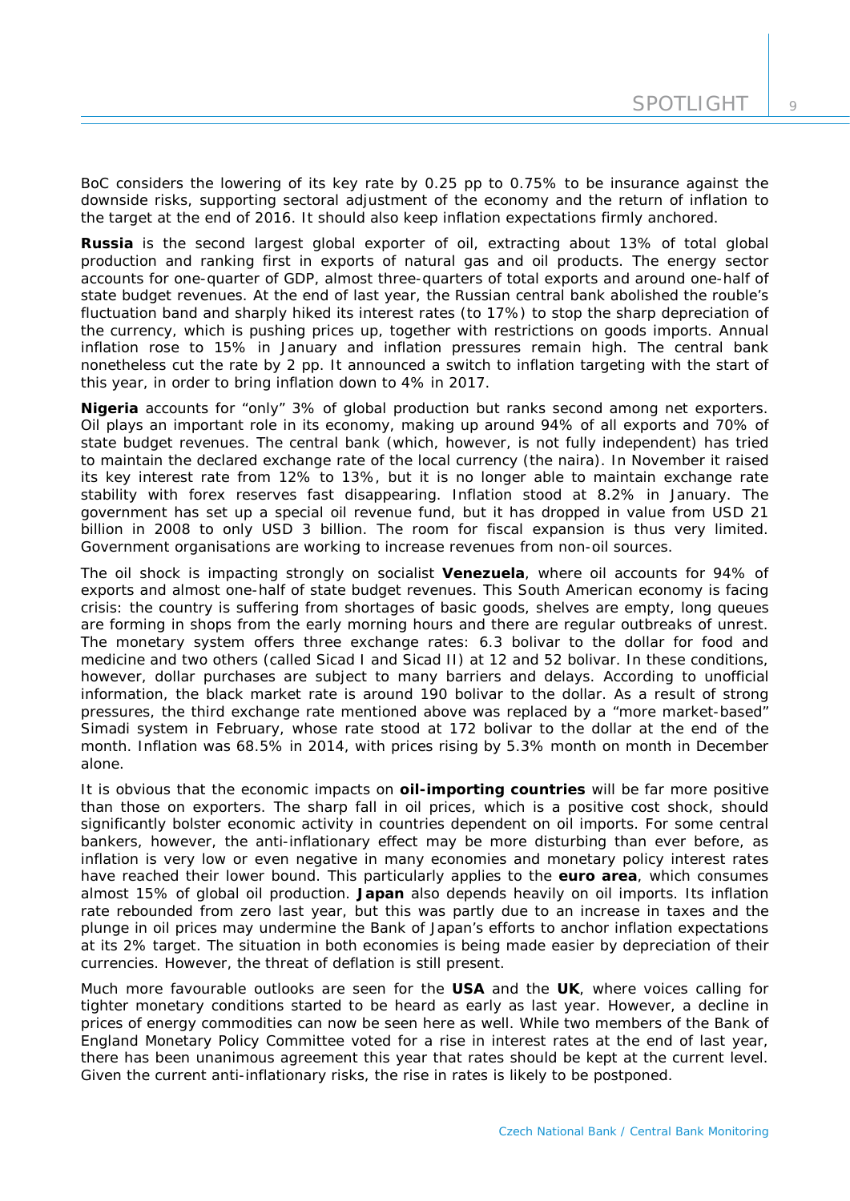BoC considers the lowering of its key rate by 0.25 pp to 0.75% to be insurance against the downside risks, supporting sectoral adjustment of the economy and the return of inflation to the target at the end of 2016. It should also keep inflation expectations firmly anchored.

**Russia** is the second largest global exporter of oil, extracting about 13% of total global production and ranking first in exports of natural gas and oil products. The energy sector accounts for one-quarter of GDP, almost three-quarters of total exports and around one-half of state budget revenues. At the end of last year, the Russian central bank abolished the rouble's fluctuation band and sharply hiked its interest rates (to 17%) to stop the sharp depreciation of the currency, which is pushing prices up, together with restrictions on goods imports. Annual inflation rose to 15% in January and inflation pressures remain high. The central bank nonetheless cut the rate by 2 pp. It announced a switch to inflation targeting with the start of this year, in order to bring inflation down to 4% in 2017.

**Nigeria** accounts for "only" 3% of global production but ranks second among net exporters. Oil plays an important role in its economy, making up around 94% of all exports and 70% of state budget revenues. The central bank (which, however, is not fully independent) has tried to maintain the declared exchange rate of the local currency (the naira). In November it raised its key interest rate from 12% to 13%, but it is no longer able to maintain exchange rate stability with forex reserves fast disappearing. Inflation stood at 8.2% in January. The government has set up a special oil revenue fund, but it has dropped in value from USD 21 billion in 2008 to only USD 3 billion. The room for fiscal expansion is thus very limited. Government organisations are working to increase revenues from non-oil sources.

The oil shock is impacting strongly on socialist **Venezuela**, where oil accounts for 94% of exports and almost one-half of state budget revenues. This South American economy is facing crisis: the country is suffering from shortages of basic goods, shelves are empty, long queues are forming in shops from the early morning hours and there are regular outbreaks of unrest. The monetary system offers three exchange rates: 6.3 bolivar to the dollar for food and medicine and two others (called Sicad I and Sicad II) at 12 and 52 bolivar. In these conditions, however, dollar purchases are subject to many barriers and delays. According to unofficial information, the black market rate is around 190 bolivar to the dollar. As a result of strong pressures, the third exchange rate mentioned above was replaced by a "more market-based" Simadi system in February, whose rate stood at 172 bolivar to the dollar at the end of the month. Inflation was 68.5% in 2014, with prices rising by 5.3% month on month in December alone.

It is obvious that the economic impacts on **oil-importing countries** will be far more positive than those on exporters. The sharp fall in oil prices, which is a positive cost shock, should significantly bolster economic activity in countries dependent on oil imports. For some central bankers, however, the anti-inflationary effect may be more disturbing than ever before, as inflation is very low or even negative in many economies and monetary policy interest rates have reached their lower bound. This particularly applies to the **euro area**, which consumes almost 15% of global oil production. **Japan** also depends heavily on oil imports. Its inflation rate rebounded from zero last year, but this was partly due to an increase in taxes and the plunge in oil prices may undermine the Bank of Japan's efforts to anchor inflation expectations at its 2% target. The situation in both economies is being made easier by depreciation of their currencies. However, the threat of deflation is still present.

Much more favourable outlooks are seen for the **USA** and the **UK**, where voices calling for tighter monetary conditions started to be heard as early as last year. However, a decline in prices of energy commodities can now be seen here as well. While two members of the Bank of England Monetary Policy Committee voted for a rise in interest rates at the end of last year, there has been unanimous agreement this year that rates should be kept at the current level. Given the current anti-inflationary risks, the rise in rates is likely to be postponed.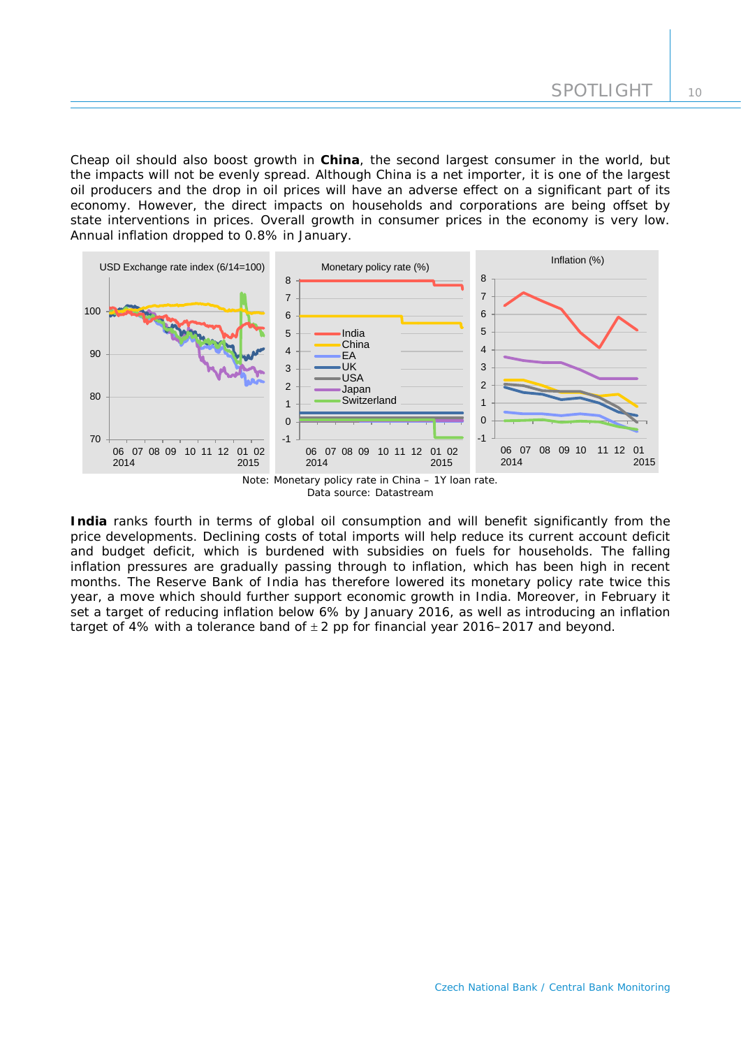Cheap oil should also boost growth in **China**, the second largest consumer in the world, but the impacts will not be evenly spread. Although China is a net importer, it is one of the largest oil producers and the drop in oil prices will have an adverse effect on a significant part of its economy. However, the direct impacts on households and corporations are being offset by state interventions in prices. Overall growth in consumer prices in the economy is very low. Annual inflation dropped to 0.8% in January.

Note: Monetary policy rate in China – 1Y loan rate.
Data source: Datastream

**India** ranks fourth in terms of global oil consumption and will benefit significantly from the price developments. Declining costs of total imports will help reduce its current account deficit and budget deficit, which is burdened with subsidies on fuels for households. The falling inflation pressures are gradually passing through to inflation, which has been high in recent months. The Reserve Bank of India has therefore lowered its monetary policy rate twice this year, a move which should further support economic growth in India. Moreover, in February it set a target of reducing inflation below 6% by January 2016, as well as introducing an inflation target of 4% with a tolerance band of ± 2 pp for financial year 2016–2017 and beyond.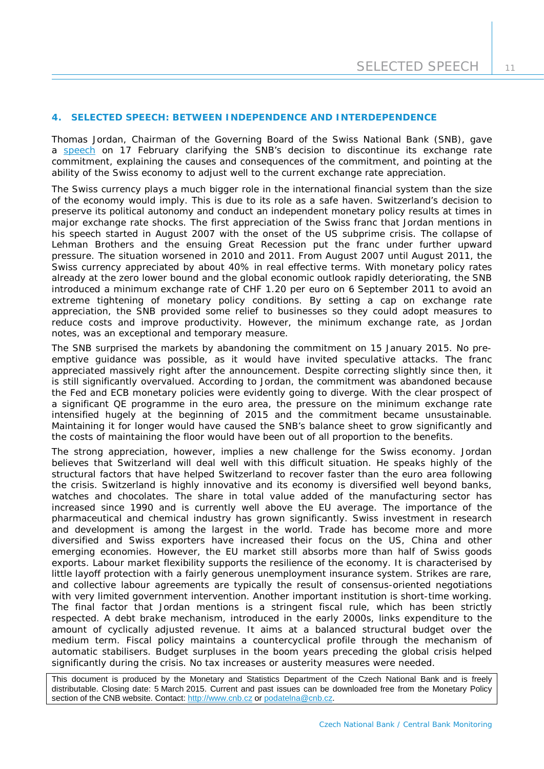## 4. SELECTED SPEECH: BETWEEN INDEPENDENCE AND INTERDEPENDENCE

Thomas Jordan, Chairman of the Governing Board of the Swiss National Bank (SNB), gave a speech on 17 February clarifying the SNB's decision to discontinue its exchange rate commitment, explaining the causes and consequences of the commitment, and pointing at the ability of the Swiss economy to adjust well to the current exchange rate appreciation.

The Swiss currency plays a much bigger role in the international financial system than the size of the economy would imply. This is due to its role as a safe haven. Switzerland's decision to preserve its political autonomy and conduct an independent monetary policy results at times in major exchange rate shocks. The first appreciation of the Swiss franc that Jordan mentions in his speech started in August 2007 with the onset of the US subprime crisis. The collapse of Lehman Brothers and the ensuing Great Recession put the franc under further upward pressure. The situation worsened in 2010 and 2011. From August 2007 until August 2011, the Swiss currency appreciated by about 40% in real effective terms. With monetary policy rates already at the zero lower bound and the global economic outlook rapidly deteriorating, the SNB introduced a minimum exchange rate of CHF 1.20 per euro on 6 September 2011 to avoid an extreme tightening of monetary policy conditions. By setting a cap on exchange rate appreciation, the SNB provided some relief to businesses so they could adopt measures to reduce costs and improve productivity. However, the minimum exchange rate, as Jordan notes, was an exceptional and temporary measure.

The SNB surprised the markets by abandoning the commitment on 15 January 2015. No pre-emptive guidance was possible, as it would have invited speculative attacks. The franc appreciated massively right after the announcement. Despite correcting slightly since then, it is still significantly overvalued. According to Jordan, the commitment was abandoned because the Fed and ECB monetary policies were evidently going to diverge. With the clear prospect of a significant QE programme in the euro area, the pressure on the minimum exchange rate intensified hugely at the beginning of 2015 and the commitment became unsustainable. Maintaining it for longer would have caused the SNB's balance sheet to grow significantly and the costs of maintaining the floor would have been out of all proportion to the benefits.

The strong appreciation, however, implies a new challenge for the Swiss economy. Jordan believes that Switzerland will deal well with this difficult situation. He speaks highly of the structural factors that have helped Switzerland to recover faster than the euro area following the crisis. Switzerland is highly innovative and its economy is diversified well beyond banks, watches and chocolates. The share in total value added of the manufacturing sector has increased since 1990 and is currently well above the EU average. The importance of the pharmaceutical and chemical industry has grown significantly. Swiss investment in research and development is among the largest in the world. Trade has become more and more diversified and Swiss exporters have increased their focus on the US, China and other emerging economies. However, the EU market still absorbs more than half of Swiss goods exports. Labour market flexibility supports the resilience of the economy. It is characterised by little layoff protection with a fairly generous unemployment insurance system. Strikes are rare, and collective labour agreements are typically the result of consensus-oriented negotiations with very limited government intervention. Another important institution is short-time working. The final factor that Jordan mentions is a stringent fiscal rule, which has been strictly respected. A debt brake mechanism, introduced in the early 2000s, links expenditure to the amount of cyclically adjusted revenue. It aims at a balanced structural budget over the medium term. Fiscal policy maintains a countercyclical profile through the mechanism of automatic stabilisers. Budget surpluses in the boom years preceding the global crisis helped significantly during the crisis. No tax increases or austerity measures were needed.

This document is produced by the Monetary and Statistics Department of the Czech National Bank and is freely distributable. Closing date: 5 March 2015. Current and past issues can be downloaded free from the Monetary Policy section of the CNB website. Contact: http://www.cnb.cz or podatelna@cnb.cz.